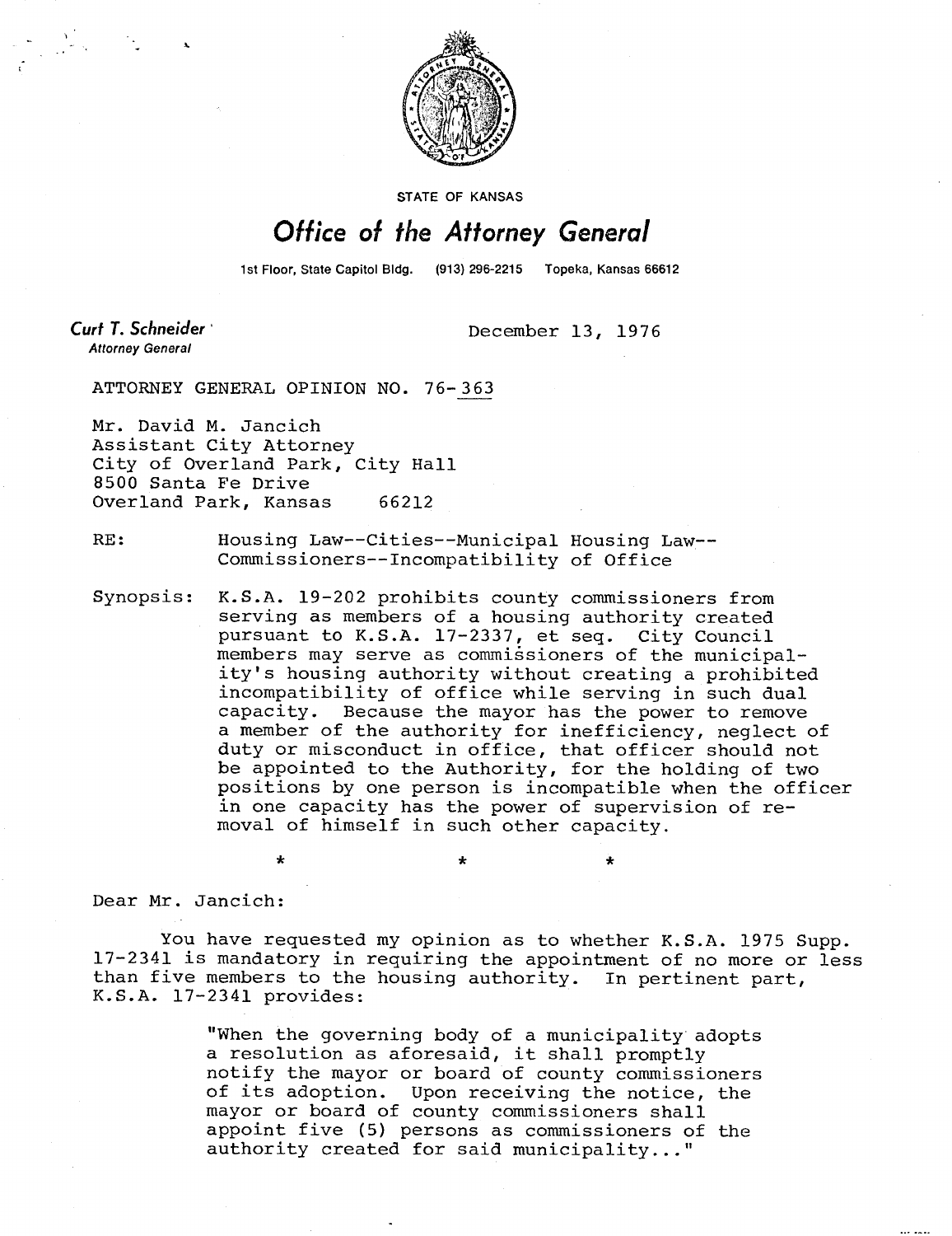STATE OF KANSAS

# Office of the Attorney General

1st Floor, State Capitol Bldg. (913) 296-2215 Topeka, Kansas 66612

**Curt T. Schneider**
*Attorney General*

December 13, 1976

ATTORNEY GENERAL OPINION NO. 76-363

Mr. David M. Jancich
Assistant City Attorney
City of Overland Park, City Hall
8500 Santa Fe Drive
Overland Park, Kansas 66212

RE: Housing Law--Cities--Municipal Housing Law--Commissioners--Incompatibility of Office

Synopsis: K.S.A. 19-202 prohibits county commissioners from serving as members of a housing authority created pursuant to K.S.A. 17-2337, et seq. City Council members may serve as commissioners of the municipality's housing authority without creating a prohibited incompatibility of office while serving in such dual capacity. Because the mayor has the power to remove a member of the authority for inefficiency, neglect of duty or misconduct in office, that officer should not be appointed to the Authority, for the holding of two positions by one person is incompatible when the officer in one capacity has the power of supervision of removal of himself in such other capacity.

\* \* \*

Dear Mr. Jancich:

You have requested my opinion as to whether K.S.A. 1975 Supp. 17-2341 is mandatory in requiring the appointment of no more or less than five members to the housing authority. In pertinent part, K.S.A. 17-2341 provides:

> "When the governing body of a municipality adopts a resolution as aforesaid, it shall promptly notify the mayor or board of county commissioners of its adoption. Upon receiving the notice, the mayor or board of county commissioners shall appoint five (5) persons as commissioners of the authority created for said municipality..."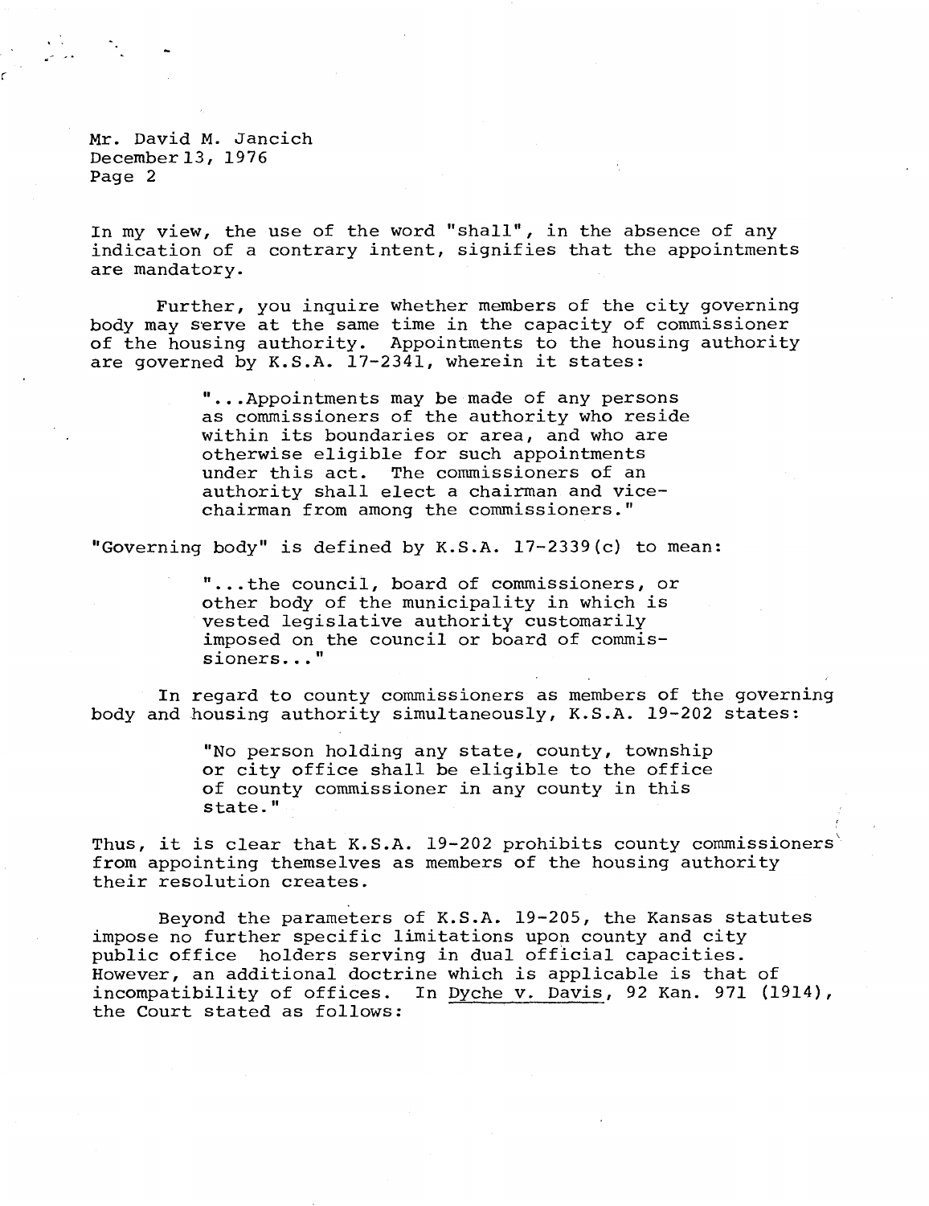Mr. David M. Jancich
December 13, 1976
Page 2

In my view, the use of the word "shall", in the absence of any indication of a contrary intent, signifies that the appointments are mandatory.

Further, you inquire whether members of the city governing body may serve at the same time in the capacity of commissioner of the housing authority. Appointments to the housing authority are governed by K.S.A. 17-2341, wherein it states:

> "...Appointments may be made of any persons as commissioners of the authority who reside within its boundaries or area, and who are otherwise eligible for such appointments under this act. The commissioners of an authority shall elect a chairman and vice-chairman from among the commissioners."

"Governing body" is defined by K.S.A. 17-2339(c) to mean:

> "...the council, board of commissioners, or other body of the municipality in which is vested legislative authority customarily imposed on the council or board of commissioners..."

In regard to county commissioners as members of the governing body and housing authority simultaneously, K.S.A. 19-202 states:

> "No person holding any state, county, township or city office shall be eligible to the office of county commissioner in any county in this state."

Thus, it is clear that K.S.A. 19-202 prohibits county commissioners from appointing themselves as members of the housing authority their resolution creates.

Beyond the parameters of K.S.A. 19-205, the Kansas statutes impose no further specific limitations upon county and city public office holders serving in dual official capacities. However, an additional doctrine which is applicable is that of incompatibility of offices. In Dyche v. Davis, 92 Kan. 971 (1914), the Court stated as follows: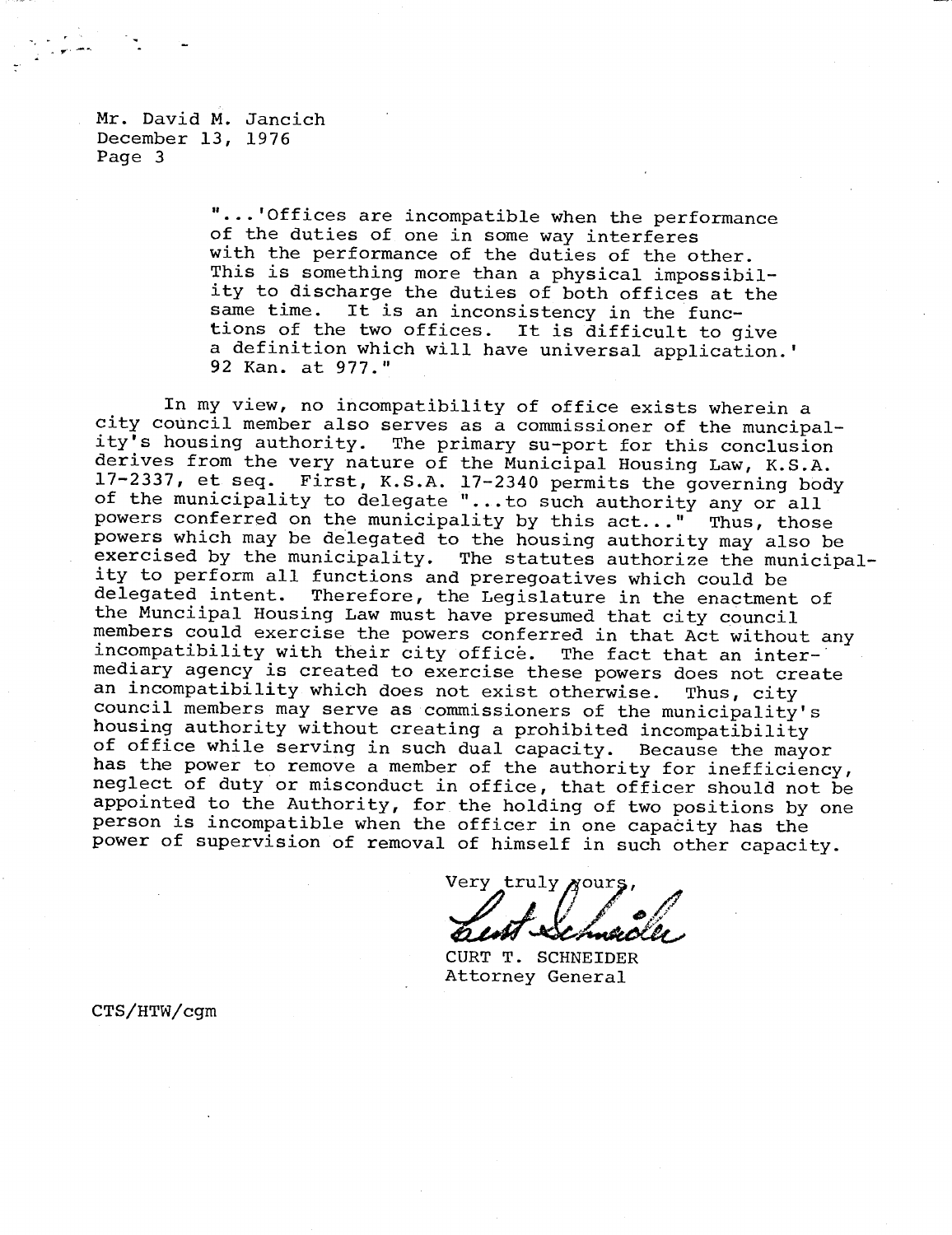Mr. David M. Jancich
December 13, 1976
Page 3

> "...'Offices are incompatible when the performance of the duties of one in some way interferes with the performance of the duties of the other. This is something more than a physical impossibility to discharge the duties of both offices at the same time. It is an inconsistency in the functions of the two offices. It is difficult to give a definition which will have universal application.' 92 Kan. at 977."

In my view, no incompatibility of office exists wherein a city council member also serves as a commissioner of the muncipality's housing authority. The primary su-port for this conclusion derives from the very nature of the Municipal Housing Law, K.S.A. 17-2337, et seq. First, K.S.A. 17-2340 permits the governing body of the municipality to delegate "...to such authority any or all powers conferred on the municipality by this act..." Thus, those powers which may be delegated to the housing authority may also be exercised by the municipality. The statutes authorize the municipality to perform all functions and preregoatives which could be delegated intent. Therefore, the Legislature in the enactment of the Munciipal Housing Law must have presumed that city council members could exercise the powers conferred in that Act without any incompatibility with their city office. The fact that an intermediary agency is created to exercise these powers does not create an incompatibility which does not exist otherwise. Thus, city council members may serve as commissioners of the municipality's housing authority without creating a prohibited incompatibility of office while serving in such dual capacity. Because the mayor has the power to remove a member of the authority for inefficiency, neglect of duty or misconduct in office, that officer should not be appointed to the Authority, for the holding of two positions by one person is incompatible when the officer in one capacity has the power of supervision of removal of himself in such other capacity.

Very truly yours,

CURT T. SCHNEIDER
Attorney General

CTS/HTW/cgm